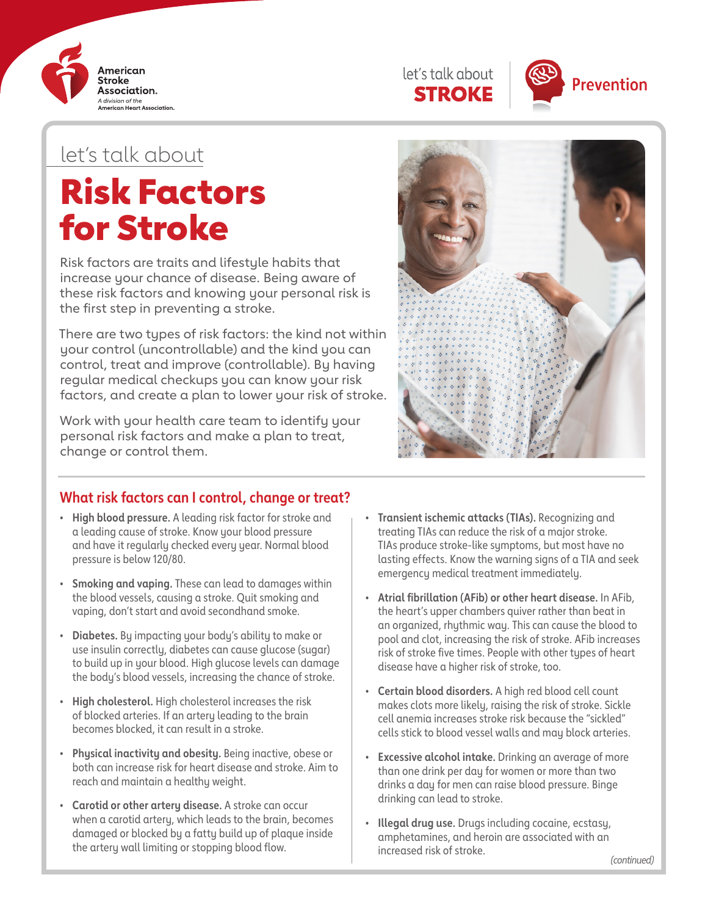American Stroke Association. A division of the American Heart Association.

let's talk about **STROKE** | Prevention

let's talk about

# Risk Factors for Stroke

Risk factors are traits and lifestyle habits that increase your chance of disease. Being aware of these risk factors and knowing your personal risk is the first step in preventing a stroke.

There are two types of risk factors: the kind not within your control (uncontrollable) and the kind you can control, treat and improve (controllable). By having regular medical checkups you can know your risk factors, and create a plan to lower your risk of stroke.

Work with your health care team to identify your personal risk factors and make a plan to treat, change or control them.

## What risk factors can I control, change or treat?

- **High blood pressure.** A leading risk factor for stroke and a leading cause of stroke. Know your blood pressure and have it regularly checked every year. Normal blood pressure is below 120/80.
- **Smoking and vaping.** These can lead to damages within the blood vessels, causing a stroke. Quit smoking and vaping, don't start and avoid secondhand smoke.
- **Diabetes.** By impacting your body's ability to make or use insulin correctly, diabetes can cause glucose (sugar) to build up in your blood. High glucose levels can damage the body's blood vessels, increasing the chance of stroke.
- **High cholesterol.** High cholesterol increases the risk of blocked arteries. If an artery leading to the brain becomes blocked, it can result in a stroke.
- **Physical inactivity and obesity.** Being inactive, obese or both can increase risk for heart disease and stroke. Aim to reach and maintain a healthy weight.
- **Carotid or other artery disease.** A stroke can occur when a carotid artery, which leads to the brain, becomes damaged or blocked by a fatty build up of plaque inside the artery wall limiting or stopping blood flow.
- **Transient ischemic attacks (TIAs).** Recognizing and treating TIAs can reduce the risk of a major stroke. TIAs produce stroke-like symptoms, but most have no lasting effects. Know the warning signs of a TIA and seek emergency medical treatment immediately.
- **Atrial fibrillation (AFib) or other heart disease.** In AFib, the heart's upper chambers quiver rather than beat in an organized, rhythmic way. This can cause the blood to pool and clot, increasing the risk of stroke. AFib increases risk of stroke five times. People with other types of heart disease have a higher risk of stroke, too.
- **Certain blood disorders.** A high red blood cell count makes clots more likely, raising the risk of stroke. Sickle cell anemia increases stroke risk because the "sickled" cells stick to blood vessel walls and may block arteries.
- **Excessive alcohol intake.** Drinking an average of more than one drink per day for women or more than two drinks a day for men can raise blood pressure. Binge drinking can lead to stroke.
- **Illegal drug use.** Drugs including cocaine, ecstasy, amphetamines, and heroin are associated with an increased risk of stroke.

*(continued)*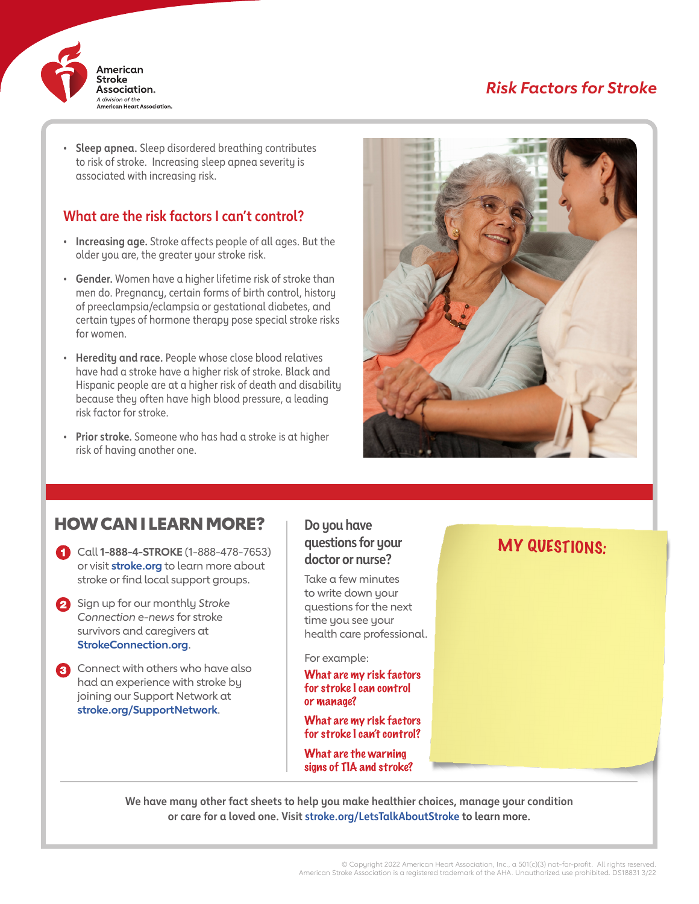- **Sleep apnea.** Sleep disordered breathing contributes to risk of stroke. Increasing sleep apnea severity is associated with increasing risk.

## What are the risk factors I can't control?

- **Increasing age.** Stroke affects people of all ages. But the older you are, the greater your stroke risk.
- **Gender.** Women have a higher lifetime risk of stroke than men do. Pregnancy, certain forms of birth control, history of preeclampsia/eclampsia or gestational diabetes, and certain types of hormone therapy pose special stroke risks for women.
- **Heredity and race.** People whose close blood relatives have had a stroke have a higher risk of stroke. Black and Hispanic people are at a higher risk of death and disability because they often have high blood pressure, a leading risk factor for stroke.
- **Prior stroke.** Someone who has had a stroke is at higher risk of having another one.

## HOW CAN I LEARN MORE?

1. Call **1-888-4-STROKE** (1-888-478-7653) or visit **stroke.org** to learn more about stroke or find local support groups.
2. Sign up for our monthly *Stroke Connection e-news* for stroke survivors and caregivers at **StrokeConnection.org**.
3. Connect with others who have also had an experience with stroke by joining our Support Network at **stroke.org/SupportNetwork**.

### Do you have questions for your doctor or nurse?

Take a few minutes to write down your questions for the next time you see your health care professional.

For example:

What are my risk factors for stroke I can control or manage?

What are my risk factors for stroke I can't control?

What are the warning signs of TIA and stroke?

### MY QUESTIONS:

**We have many other fact sheets to help you make healthier choices, manage your condition or care for a loved one. Visit stroke.org/LetsTalkAboutStroke to learn more.**

© Copyright 2022 American Heart Association, Inc., a 501(c)(3) not-for-profit. All rights reserved. American Stroke Association is a registered trademark of the AHA. Unauthorized use prohibited. DS18831 3/22